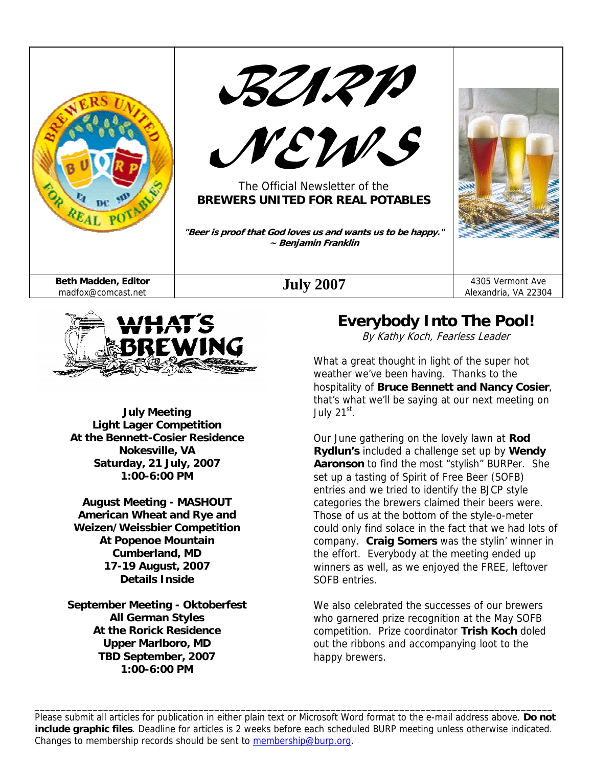# BURP NEWS

The Official Newsletter of the
**BREWERS UNITED FOR REAL POTABLES**

***"Beer is proof that God loves us and wants us to be happy." ~ Benjamin Franklin***

**Beth Madden, Editor**
madfox@comcast.net

**July 2007**

4305 Vermont Ave
Alexandria, VA 22304

## WHAT'S BREWING

**July Meeting**
**Light Lager Competition**
**At the Bennett-Cosier Residence**
**Nokesville, VA**
**Saturday, 21 July, 2007**
**1:00-6:00 PM**

**August Meeting - MASHOUT**
**American Wheat and Rye and Weizen/Weissbier Competition**
**At Popenoe Mountain**
**Cumberland, MD**
**17-19 August, 2007**
**Details Inside**

**September Meeting - Oktoberfest**
**All German Styles**
**At the Rorick Residence**
**Upper Marlboro, MD**
**TBD September, 2007**
**1:00-6:00 PM**

## Everybody Into The Pool!

*By Kathy Koch, Fearless Leader*

What a great thought in light of the super hot weather we've been having. Thanks to the hospitality of **Bruce Bennett and Nancy Cosier**, that's what we'll be saying at our next meeting on July 21st.

Our June gathering on the lovely lawn at **Rod Rydlun's** included a challenge set up by **Wendy Aaronson** to find the most "stylish" BURPer. She set up a tasting of Spirit of Free Beer (SOFB) entries and we tried to identify the BJCP style categories the brewers claimed their beers were. Those of us at the bottom of the style-o-meter could only find solace in the fact that we had lots of company. **Craig Somers** was the stylin' winner in the effort. Everybody at the meeting ended up winners as well, as we enjoyed the FREE, leftover SOFB entries.

We also celebrated the successes of our brewers who garnered prize recognition at the May SOFB competition. Prize coordinator **Trish Koch** doled out the ribbons and accompanying loot to the happy brewers.

---

Please submit all articles for publication in either plain text or Microsoft Word format to the e-mail address above. **Do not include graphic files**. Deadline for articles is 2 weeks before each scheduled BURP meeting unless otherwise indicated. Changes to membership records should be sent to membership@burp.org.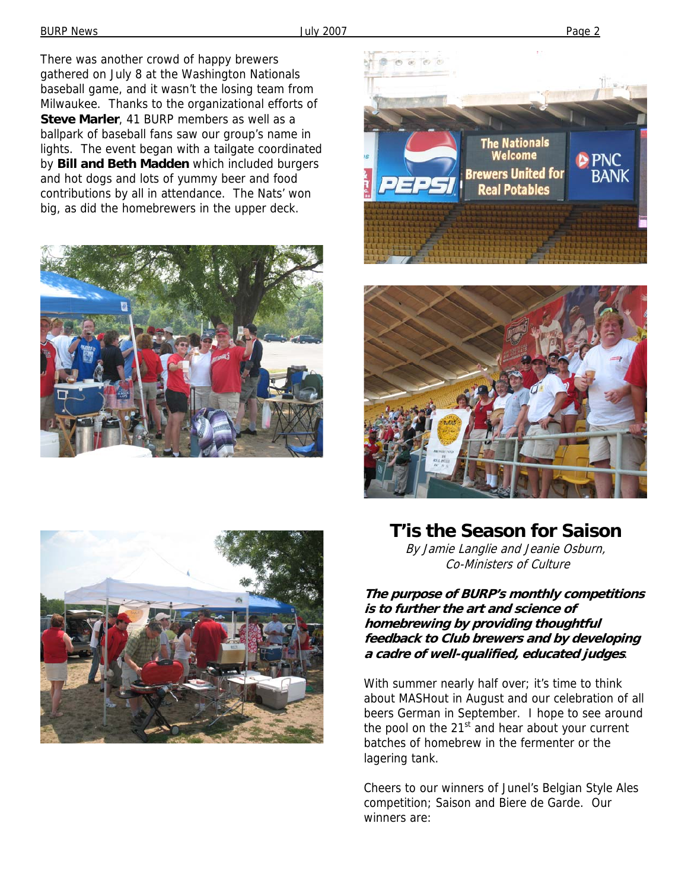There was another crowd of happy brewers gathered on July 8 at the Washington Nationals baseball game, and it wasn't the losing team from Milwaukee. Thanks to the organizational efforts of **Steve Marler**, 41 BURP members as well as a ballpark of baseball fans saw our group's name in lights. The event began with a tailgate coordinated by **Bill and Beth Madden** which included burgers and hot dogs and lots of yummy beer and food contributions by all in attendance. The Nats' won big, as did the homebrewers in the upper deck.

## T'is the Season for Saison

*By Jamie Langlie and Jeanie Osburn,*
*Co-Ministers of Culture*

***The purpose of BURP's monthly competitions is to further the art and science of homebrewing by providing thoughtful feedback to Club brewers and by developing a cadre of well-qualified, educated judges.***

With summer nearly half over; it's time to think about MASHout in August and our celebration of all beers German in September. I hope to see around the pool on the 21st and hear about your current batches of homebrew in the fermenter or the lagering tank.

Cheers to our winners of Junel's Belgian Style Ales competition; Saison and Biere de Garde. Our winners are: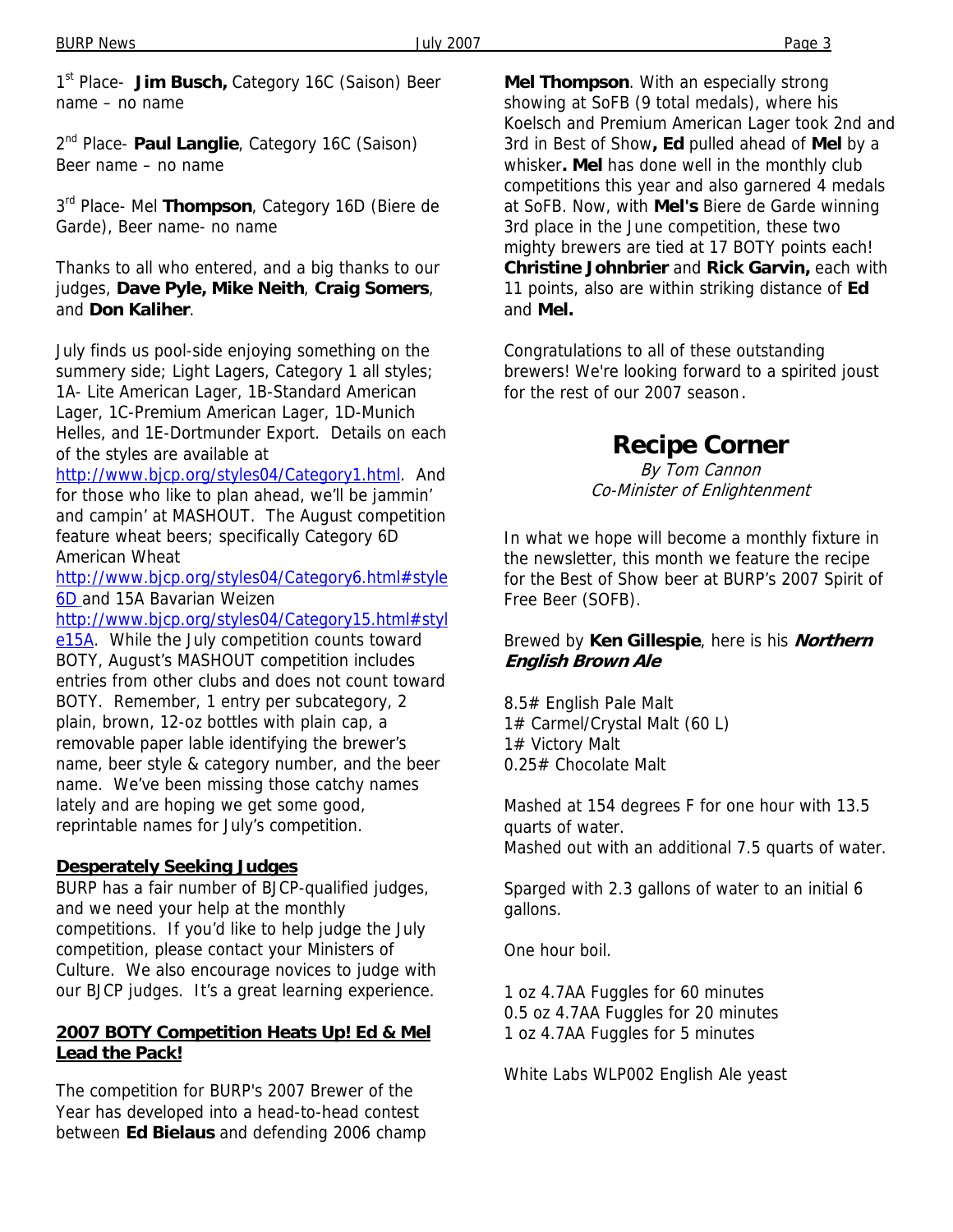1st Place- **Jim Busch,** Category 16C (Saison) Beer name – no name

2nd Place- **Paul Langlie**, Category 16C (Saison) Beer name – no name

3rd Place- Mel **Thompson**, Category 16D (Biere de Garde), Beer name- no name

Thanks to all who entered, and a big thanks to our judges, **Dave Pyle, Mike Neith**, **Craig Somers**, and **Don Kaliher**.

July finds us pool-side enjoying something on the summery side; Light Lagers, Category 1 all styles; 1A- Lite American Lager, 1B-Standard American Lager, 1C-Premium American Lager, 1D-Munich Helles, and 1E-Dortmunder Export. Details on each of the styles are available at http://www.bjcp.org/styles04/Category1.html. And for those who like to plan ahead, we'll be jammin' and campin' at MASHOUT. The August competition feature wheat beers; specifically Category 6D American Wheat http://www.bjcp.org/styles04/Category6.html#style6D and 15A Bavarian Weizen http://www.bjcp.org/styles04/Category15.html#style15A. While the July competition counts toward BOTY, August's MASHOUT competition includes entries from other clubs and does not count toward BOTY. Remember, 1 entry per subcategory, 2 plain, brown, 12-oz bottles with plain cap, a removable paper lable identifying the brewer's name, beer style & category number, and the beer name. We've been missing those catchy names lately and are hoping we get some good, reprintable names for July's competition.

**Desperately Seeking Judges**

BURP has a fair number of BJCP-qualified judges, and we need your help at the monthly competitions. If you'd like to help judge the July competition, please contact your Ministers of Culture. We also encourage novices to judge with our BJCP judges. It's a great learning experience.

**2007 BOTY Competition Heats Up! Ed & Mel Lead the Pack!**

The competition for BURP's 2007 Brewer of the Year has developed into a head-to-head contest between **Ed Bielaus** and defending 2006 champ **Mel Thompson**. With an especially strong showing at SoFB (9 total medals), where his Koelsch and Premium American Lager took 2nd and 3rd in Best of Show**, Ed** pulled ahead of **Mel** by a whisker**. Mel** has done well in the monthly club competitions this year and also garnered 4 medals at SoFB. Now, with **Mel's** Biere de Garde winning 3rd place in the June competition, these two mighty brewers are tied at 17 BOTY points each! **Christine Johnbrier** and **Rick Garvin,** each with 11 points, also are within striking distance of **Ed** and **Mel.**

Congratulations to all of these outstanding brewers! We're looking forward to a spirited joust for the rest of our 2007 season.

# Recipe Corner

*By Tom Cannon*
*Co-Minister of Enlightenment*

In what we hope will become a monthly fixture in the newsletter, this month we feature the recipe for the Best of Show beer at BURP's 2007 Spirit of Free Beer (SOFB).

Brewed by **Ken Gillespie**, here is his ***Northern English Brown Ale***

8.5# English Pale Malt
1# Carmel/Crystal Malt (60 L)
1# Victory Malt
0.25# Chocolate Malt

Mashed at 154 degrees F for one hour with 13.5 quarts of water.
Mashed out with an additional 7.5 quarts of water.

Sparged with 2.3 gallons of water to an initial 6 gallons.

One hour boil.

1 oz 4.7AA Fuggles for 60 minutes
0.5 oz 4.7AA Fuggles for 20 minutes
1 oz 4.7AA Fuggles for 5 minutes

White Labs WLP002 English Ale yeast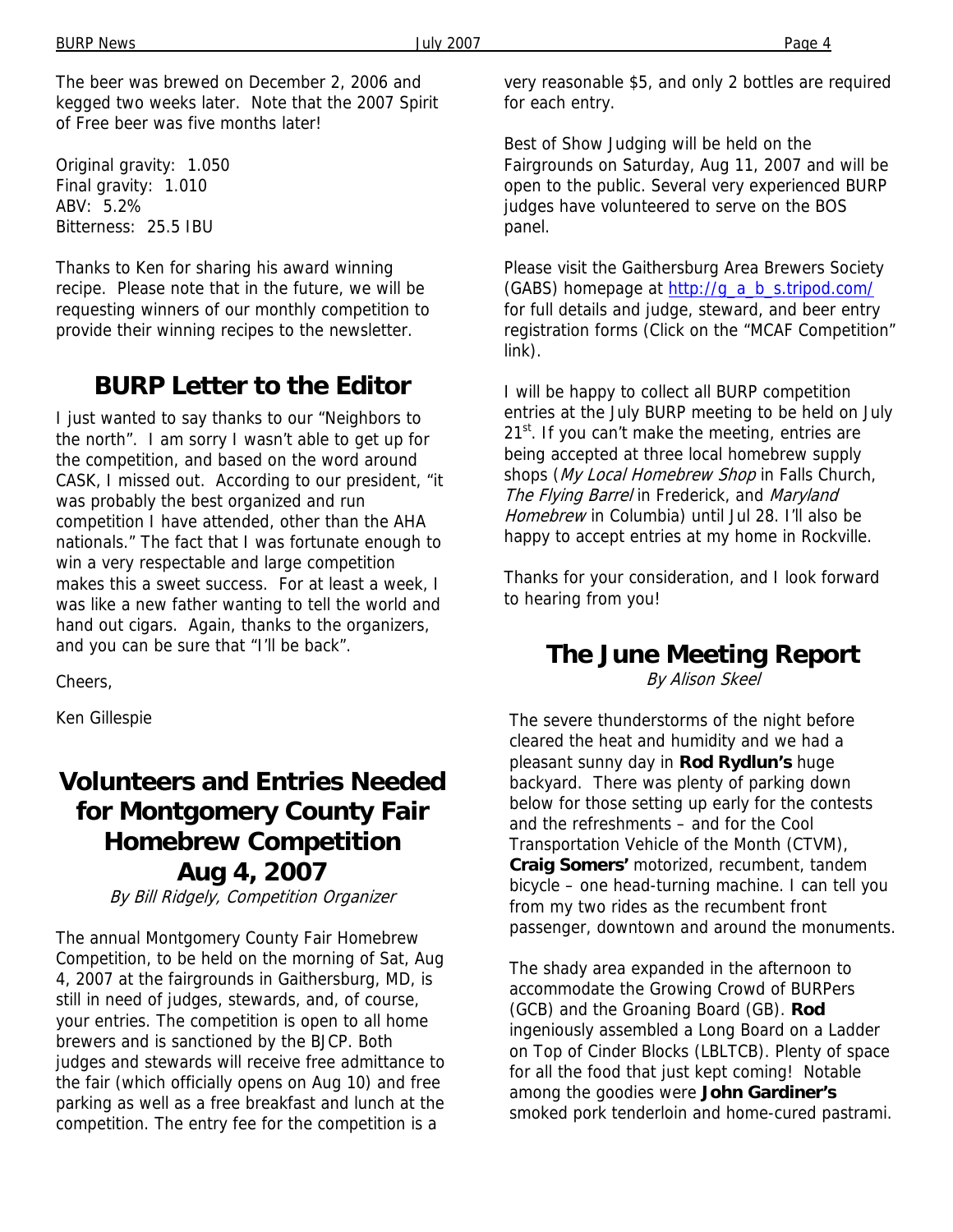The beer was brewed on December 2, 2006 and kegged two weeks later. Note that the 2007 Spirit of Free beer was five months later!

Original gravity: 1.050
Final gravity: 1.010
ABV: 5.2%
Bitterness: 25.5 IBU

Thanks to Ken for sharing his award winning recipe. Please note that in the future, we will be requesting winners of our monthly competition to provide their winning recipes to the newsletter.

## BURP Letter to the Editor

I just wanted to say thanks to our "Neighbors to the north". I am sorry I wasn't able to get up for the competition, and based on the word around CASK, I missed out. According to our president, "it was probably the best organized and run competition I have attended, other than the AHA nationals." The fact that I was fortunate enough to win a very respectable and large competition makes this a sweet success. For at least a week, I was like a new father wanting to tell the world and hand out cigars. Again, thanks to the organizers, and you can be sure that "I'll be back".

Cheers,

Ken Gillespie

## Volunteers and Entries Needed for Montgomery County Fair Homebrew Competition Aug 4, 2007

*By Bill Ridgely, Competition Organizer*

The annual Montgomery County Fair Homebrew Competition, to be held on the morning of Sat, Aug 4, 2007 at the fairgrounds in Gaithersburg, MD, is still in need of judges, stewards, and, of course, your entries. The competition is open to all home brewers and is sanctioned by the BJCP. Both judges and stewards will receive free admittance to the fair (which officially opens on Aug 10) and free parking as well as a free breakfast and lunch at the competition. The entry fee for the competition is a very reasonable $5, and only 2 bottles are required for each entry.

Best of Show Judging will be held on the Fairgrounds on Saturday, Aug 11, 2007 and will be open to the public. Several very experienced BURP judges have volunteered to serve on the BOS panel.

Please visit the Gaithersburg Area Brewers Society (GABS) homepage at http://g_a_b_s.tripod.com/ for full details and judge, steward, and beer entry registration forms (Click on the "MCAF Competition" link).

I will be happy to collect all BURP competition entries at the July BURP meeting to be held on July 21st. If you can't make the meeting, entries are being accepted at three local homebrew supply shops (*My Local Homebrew Shop* in Falls Church, *The Flying Barrel* in Frederick, and *Maryland Homebrew* in Columbia) until Jul 28. I'll also be happy to accept entries at my home in Rockville.

Thanks for your consideration, and I look forward to hearing from you!

## The June Meeting Report

*By Alison Skeel*

The severe thunderstorms of the night before cleared the heat and humidity and we had a pleasant sunny day in **Rod Rydlun's** huge backyard. There was plenty of parking down below for those setting up early for the contests and the refreshments – and for the Cool Transportation Vehicle of the Month (CTVM), **Craig Somers'** motorized, recumbent, tandem bicycle – one head-turning machine. I can tell you from my two rides as the recumbent front passenger, downtown and around the monuments.

The shady area expanded in the afternoon to accommodate the Growing Crowd of BURPers (GCB) and the Groaning Board (GB). **Rod** ingeniously assembled a Long Board on a Ladder on Top of Cinder Blocks (LBLTCB). Plenty of space for all the food that just kept coming! Notable among the goodies were **John Gardiner's** smoked pork tenderloin and home-cured pastrami.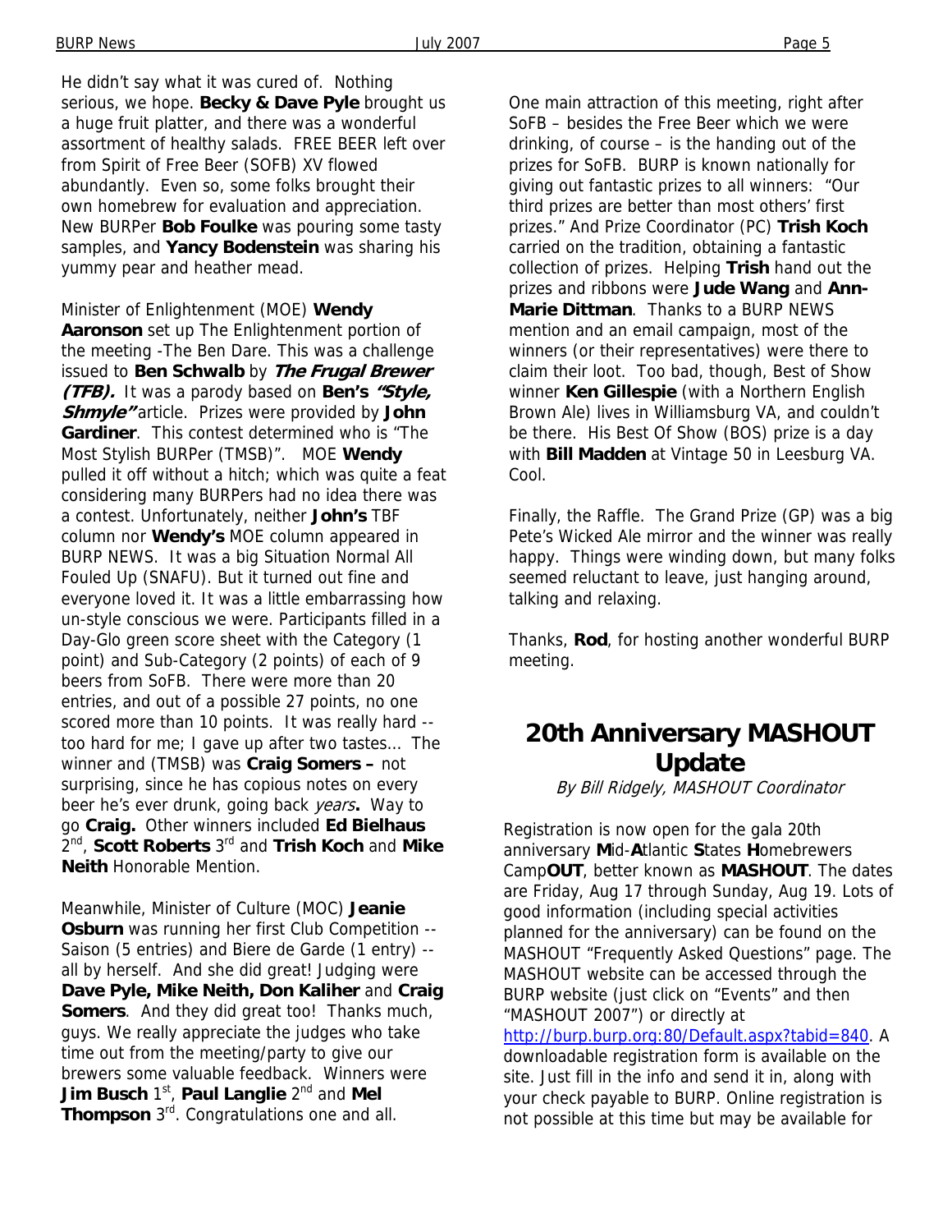He didn't say what it was cured of. Nothing serious, we hope. **Becky & Dave Pyle** brought us a huge fruit platter, and there was a wonderful assortment of healthy salads. FREE BEER left over from Spirit of Free Beer (SOFB) XV flowed abundantly. Even so, some folks brought their own homebrew for evaluation and appreciation. New BURPer **Bob Foulke** was pouring some tasty samples, and **Yancy Bodenstein** was sharing his yummy pear and heather mead.

Minister of Enlightenment (MOE) **Wendy Aaronson** set up The Enlightenment portion of the meeting -The Ben Dare. This was a challenge issued to **Ben Schwalb** by ***The Frugal Brewer (TFB).*** It was a parody based on **Ben's *"Style, Shmyle"*** article. Prizes were provided by **John Gardiner**. This contest determined who is "The Most Stylish BURPer (TMSB)". MOE **Wendy** pulled it off without a hitch; which was quite a feat considering many BURPers had no idea there was a contest. Unfortunately, neither **John's** TBF column nor **Wendy's** MOE column appeared in BURP NEWS. It was a big Situation Normal All Fouled Up (SNAFU). But it turned out fine and everyone loved it. It was a little embarrassing how un-style conscious we were. Participants filled in a Day-Glo green score sheet with the Category (1 point) and Sub-Category (2 points) of each of 9 beers from SoFB. There were more than 20 entries, and out of a possible 27 points, no one scored more than 10 points. It was really hard -- too hard for me; I gave up after two tastes... The winner and (TMSB) was **Craig Somers –** not surprising, since he has copious notes on every beer he's ever drunk, going back *years***.** Way to go **Craig.** Other winners included **Ed Bielhaus** 2nd, **Scott Roberts** 3rd and **Trish Koch** and **Mike Neith** Honorable Mention.

Meanwhile, Minister of Culture (MOC) **Jeanie Osburn** was running her first Club Competition -- Saison (5 entries) and Biere de Garde (1 entry) -- all by herself. And she did great! Judging were **Dave Pyle, Mike Neith, Don Kaliher** and **Craig Somers**. And they did great too! Thanks much, guys. We really appreciate the judges who take time out from the meeting/party to give our brewers some valuable feedback. Winners were **Jim Busch** 1st, **Paul Langlie** 2nd and **Mel Thompson** 3rd. Congratulations one and all.

One main attraction of this meeting, right after SoFB – besides the Free Beer which we were drinking, of course – is the handing out of the prizes for SoFB. BURP is known nationally for giving out fantastic prizes to all winners: "Our third prizes are better than most others' first prizes." And Prize Coordinator (PC) **Trish Koch** carried on the tradition, obtaining a fantastic collection of prizes. Helping **Trish** hand out the prizes and ribbons were **Jude Wang** and **Ann-Marie Dittman**. Thanks to a BURP NEWS mention and an email campaign, most of the winners (or their representatives) were there to claim their loot. Too bad, though, Best of Show winner **Ken Gillespie** (with a Northern English Brown Ale) lives in Williamsburg VA, and couldn't be there. His Best Of Show (BOS) prize is a day with **Bill Madden** at Vintage 50 in Leesburg VA. Cool.

Finally, the Raffle. The Grand Prize (GP) was a big Pete's Wicked Ale mirror and the winner was really happy. Things were winding down, but many folks seemed reluctant to leave, just hanging around, talking and relaxing.

Thanks, **Rod**, for hosting another wonderful BURP meeting.

## 20th Anniversary MASHOUT Update

*By Bill Ridgely, MASHOUT Coordinator*

Registration is now open for the gala 20th anniversary **M**id-**A**tlantic **S**tates **H**omebrewers Camp**OUT**, better known as **MASHOUT**. The dates are Friday, Aug 17 through Sunday, Aug 19. Lots of good information (including special activities planned for the anniversary) can be found on the MASHOUT "Frequently Asked Questions" page. The MASHOUT website can be accessed through the BURP website (just click on "Events" and then "MASHOUT 2007") or directly at http://burp.burp.org:80/Default.aspx?tabid=840. A downloadable registration form is available on the site. Just fill in the info and send it in, along with your check payable to BURP. Online registration is not possible at this time but may be available for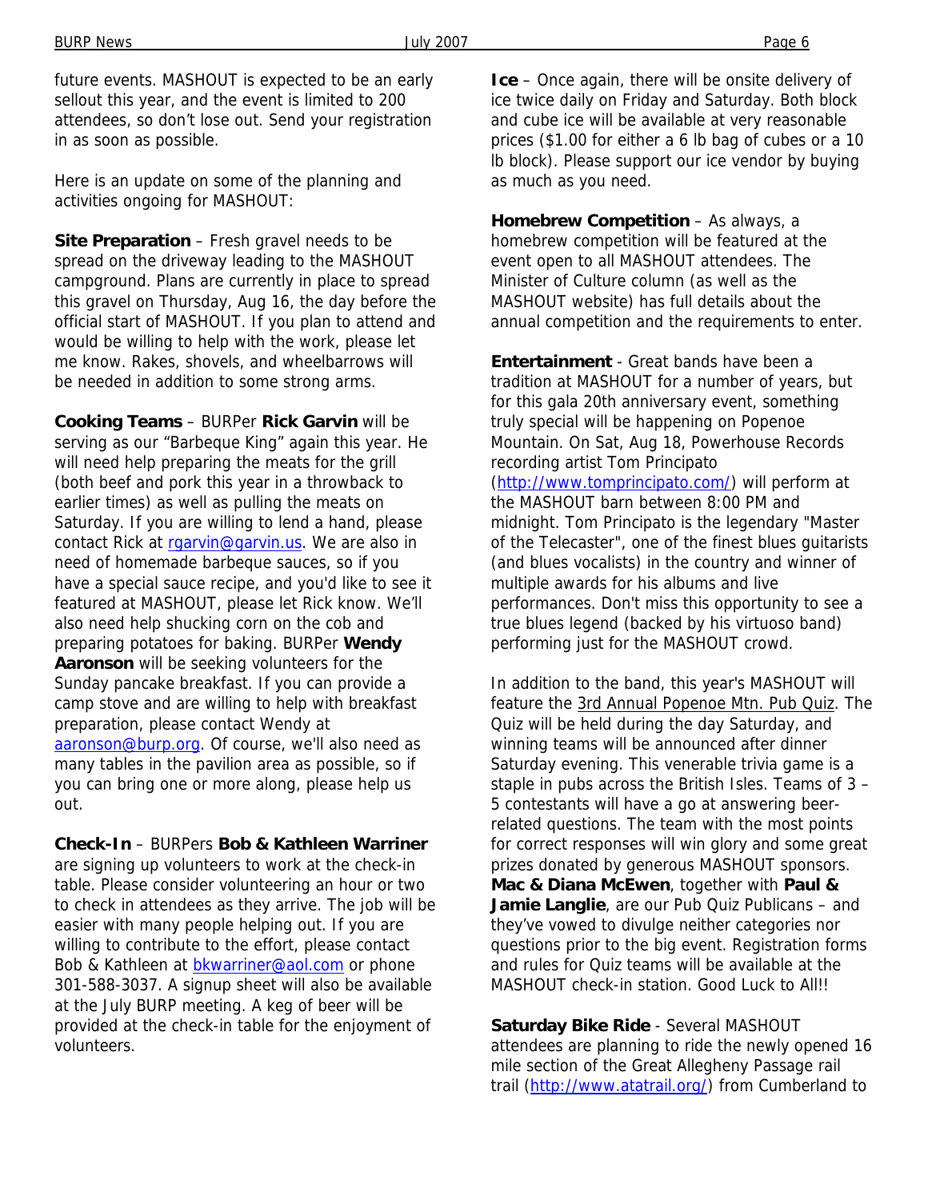future events. MASHOUT is expected to be an early sellout this year, and the event is limited to 200 attendees, so don't lose out. Send your registration in as soon as possible.

Here is an update on some of the planning and activities ongoing for MASHOUT:

**Site Preparation** – Fresh gravel needs to be spread on the driveway leading to the MASHOUT campground. Plans are currently in place to spread this gravel on Thursday, Aug 16, the day before the official start of MASHOUT. If you plan to attend and would be willing to help with the work, please let me know. Rakes, shovels, and wheelbarrows will be needed in addition to some strong arms.

**Cooking Teams** – BURPer **Rick Garvin** will be serving as our "Barbeque King" again this year. He will need help preparing the meats for the grill (both beef and pork this year in a throwback to earlier times) as well as pulling the meats on Saturday. If you are willing to lend a hand, please contact Rick at rgarvin@garvin.us. We are also in need of homemade barbeque sauces, so if you have a special sauce recipe, and you'd like to see it featured at MASHOUT, please let Rick know. We'll also need help shucking corn on the cob and preparing potatoes for baking. BURPer **Wendy Aaronson** will be seeking volunteers for the Sunday pancake breakfast. If you can provide a camp stove and are willing to help with breakfast preparation, please contact Wendy at aaronson@burp.org. Of course, we'll also need as many tables in the pavilion area as possible, so if you can bring one or more along, please help us out.

**Check-In** – BURPers **Bob & Kathleen Warriner** are signing up volunteers to work at the check-in table. Please consider volunteering an hour or two to check in attendees as they arrive. The job will be easier with many people helping out. If you are willing to contribute to the effort, please contact Bob & Kathleen at bkwarriner@aol.com or phone 301-588-3037. A signup sheet will also be available at the July BURP meeting. A keg of beer will be provided at the check-in table for the enjoyment of volunteers.

**Ice** – Once again, there will be onsite delivery of ice twice daily on Friday and Saturday. Both block and cube ice will be available at very reasonable prices ($1.00 for either a 6 lb bag of cubes or a 10 lb block). Please support our ice vendor by buying as much as you need.

**Homebrew Competition** – As always, a homebrew competition will be featured at the event open to all MASHOUT attendees. The Minister of Culture column (as well as the MASHOUT website) has full details about the annual competition and the requirements to enter.

**Entertainment** - Great bands have been a tradition at MASHOUT for a number of years, but for this gala 20th anniversary event, something truly special will be happening on Popenoe Mountain. On Sat, Aug 18, Powerhouse Records recording artist Tom Principato (http://www.tomprincipato.com/) will perform at the MASHOUT barn between 8:00 PM and midnight. Tom Principato is the legendary "Master of the Telecaster", one of the finest blues guitarists (and blues vocalists) in the country and winner of multiple awards for his albums and live performances. Don't miss this opportunity to see a true blues legend (backed by his virtuoso band) performing just for the MASHOUT crowd.

In addition to the band, this year's MASHOUT will feature the 3rd Annual Popenoe Mtn. Pub Quiz. The Quiz will be held during the day Saturday, and winning teams will be announced after dinner Saturday evening. This venerable trivia game is a staple in pubs across the British Isles. Teams of 3 – 5 contestants will have a go at answering beer-related questions. The team with the most points for correct responses will win glory and some great prizes donated by generous MASHOUT sponsors. **Mac & Diana McEwen**, together with **Paul & Jamie Langlie**, are our Pub Quiz Publicans – and they've vowed to divulge neither categories nor questions prior to the big event. Registration forms and rules for Quiz teams will be available at the MASHOUT check-in station. Good Luck to All!!

**Saturday Bike Ride** - Several MASHOUT attendees are planning to ride the newly opened 16 mile section of the Great Allegheny Passage rail trail (http://www.atatrail.org/) from Cumberland to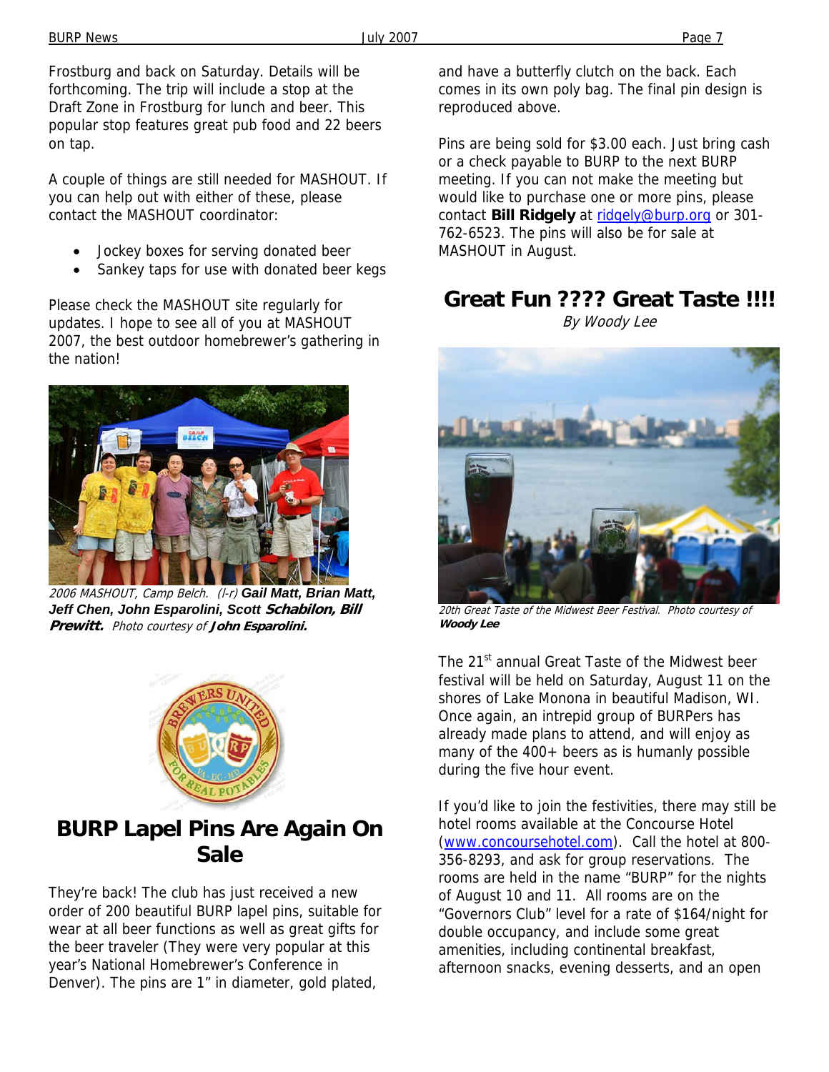Frostburg and back on Saturday. Details will be forthcoming. The trip will include a stop at the Draft Zone in Frostburg for lunch and beer. This popular stop features great pub food and 22 beers on tap.

A couple of things are still needed for MASHOUT. If you can help out with either of these, please contact the MASHOUT coordinator:

- Jockey boxes for serving donated beer
- Sankey taps for use with donated beer kegs

Please check the MASHOUT site regularly for updates. I hope to see all of you at MASHOUT 2007, the best outdoor homebrewer's gathering in the nation!

*2006 MASHOUT, Camp Belch. (l-r)* **Gail Matt, Brian Matt, Jeff Chen, John Esparolini, Scott Schabilon, Bill Prewitt.** *Photo courtesy of* ***John Esparolini.***

## BURP Lapel Pins Are Again On Sale

They're back! The club has just received a new order of 200 beautiful BURP lapel pins, suitable for wear at all beer functions as well as great gifts for the beer traveler (They were very popular at this year's National Homebrewer's Conference in Denver). The pins are 1" in diameter, gold plated, and have a butterfly clutch on the back. Each comes in its own poly bag. The final pin design is reproduced above.

Pins are being sold for $3.00 each. Just bring cash or a check payable to BURP to the next BURP meeting. If you can not make the meeting but would like to purchase one or more pins, please contact **Bill Ridgely** at ridgely@burp.org or 301-762-6523. The pins will also be for sale at MASHOUT in August.

## Great Fun ???? Great Taste !!!!

*By Woody Lee*

*20th Great Taste of the Midwest Beer Festival. Photo courtesy of* ***Woody Lee***

The 21st annual Great Taste of the Midwest beer festival will be held on Saturday, August 11 on the shores of Lake Monona in beautiful Madison, WI. Once again, an intrepid group of BURPers has already made plans to attend, and will enjoy as many of the 400+ beers as is humanly possible during the five hour event.

If you'd like to join the festivities, there may still be hotel rooms available at the Concourse Hotel (www.concoursehotel.com). Call the hotel at 800-356-8293, and ask for group reservations. The rooms are held in the name "BURP" for the nights of August 10 and 11. All rooms are on the "Governors Club" level for a rate of $164/night for double occupancy, and include some great amenities, including continental breakfast, afternoon snacks, evening desserts, and an open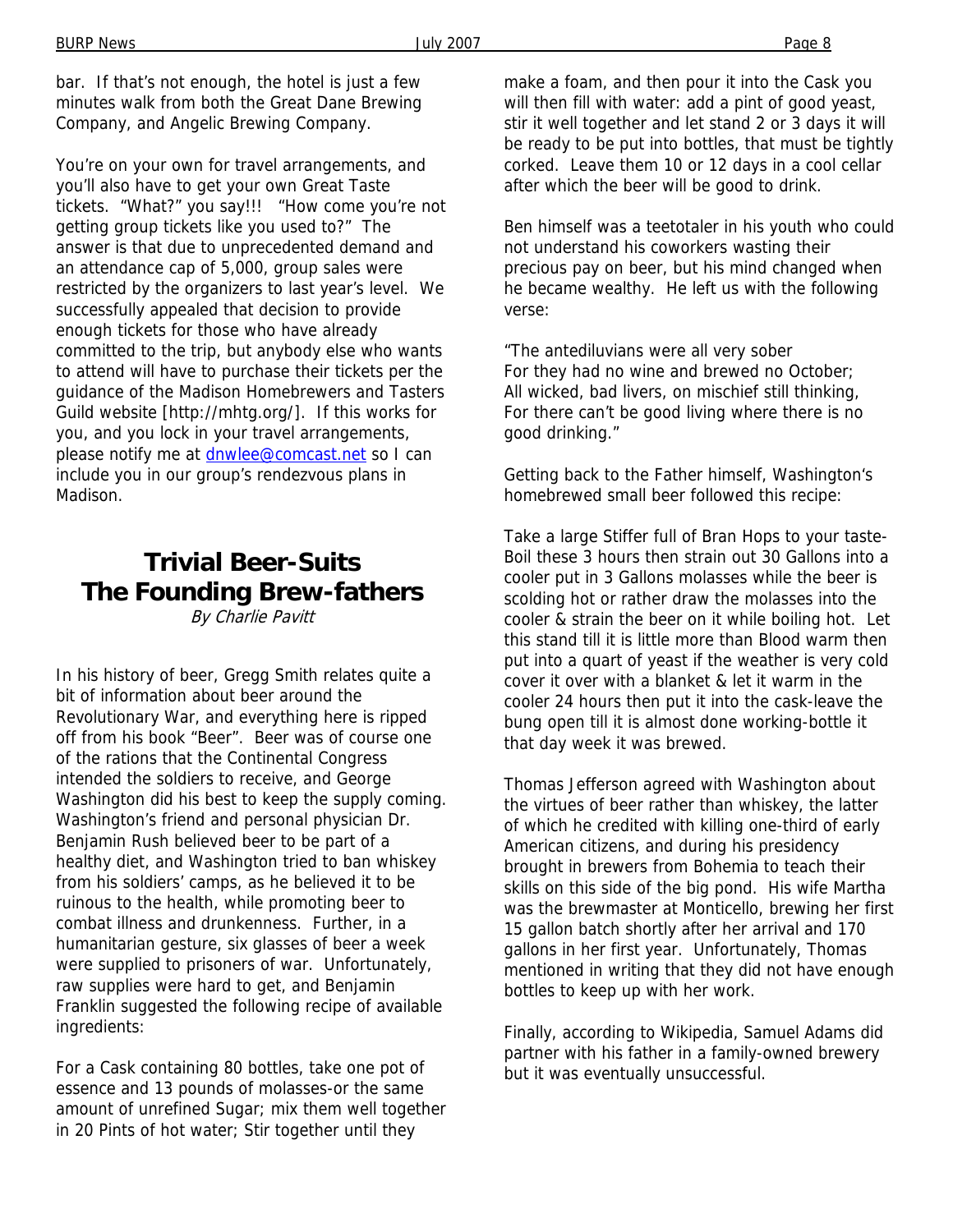bar. If that's not enough, the hotel is just a few minutes walk from both the Great Dane Brewing Company, and Angelic Brewing Company.

You're on your own for travel arrangements, and you'll also have to get your own Great Taste tickets. "What?" you say!!! "How come you're not getting group tickets like you used to?" The answer is that due to unprecedented demand and an attendance cap of 5,000, group sales were restricted by the organizers to last year's level. We successfully appealed that decision to provide enough tickets for those who have already committed to the trip, but anybody else who wants to attend will have to purchase their tickets per the guidance of the Madison Homebrewers and Tasters Guild website [http://mhtg.org/]. If this works for you, and you lock in your travel arrangements, please notify me at dnwlee@comcast.net so I can include you in our group's rendezvous plans in Madison.

## Trivial Beer-Suits
## The Founding Brew-fathers

*By Charlie Pavitt*

In his history of beer, Gregg Smith relates quite a bit of information about beer around the Revolutionary War, and everything here is ripped off from his book "Beer". Beer was of course one of the rations that the Continental Congress intended the soldiers to receive, and George Washington did his best to keep the supply coming. Washington's friend and personal physician Dr. Benjamin Rush believed beer to be part of a healthy diet, and Washington tried to ban whiskey from his soldiers' camps, as he believed it to be ruinous to the health, while promoting beer to combat illness and drunkenness. Further, in a humanitarian gesture, six glasses of beer a week were supplied to prisoners of war. Unfortunately, raw supplies were hard to get, and Benjamin Franklin suggested the following recipe of available ingredients:

For a Cask containing 80 bottles, take one pot of essence and 13 pounds of molasses-or the same amount of unrefined Sugar; mix them well together in 20 Pints of hot water; Stir together until they make a foam, and then pour it into the Cask you will then fill with water: add a pint of good yeast, stir it well together and let stand 2 or 3 days it will be ready to be put into bottles, that must be tightly corked. Leave them 10 or 12 days in a cool cellar after which the beer will be good to drink.

Ben himself was a teetotaler in his youth who could not understand his coworkers wasting their precious pay on beer, but his mind changed when he became wealthy. He left us with the following verse:

"The antediluvians were all very sober
For they had no wine and brewed no October;
All wicked, bad livers, on mischief still thinking,
For there can't be good living where there is no good drinking."

Getting back to the Father himself, Washington's homebrewed small beer followed this recipe:

Take a large Stiffer full of Bran Hops to your taste-Boil these 3 hours then strain out 30 Gallons into a cooler put in 3 Gallons molasses while the beer is scolding hot or rather draw the molasses into the cooler & strain the beer on it while boiling hot. Let this stand till it is little more than Blood warm then put into a quart of yeast if the weather is very cold cover it over with a blanket & let it warm in the cooler 24 hours then put it into the cask-leave the bung open till it is almost done working-bottle it that day week it was brewed.

Thomas Jefferson agreed with Washington about the virtues of beer rather than whiskey, the latter of which he credited with killing one-third of early American citizens, and during his presidency brought in brewers from Bohemia to teach their skills on this side of the big pond. His wife Martha was the brewmaster at Monticello, brewing her first 15 gallon batch shortly after her arrival and 170 gallons in her first year. Unfortunately, Thomas mentioned in writing that they did not have enough bottles to keep up with her work.

Finally, according to Wikipedia, Samuel Adams did partner with his father in a family-owned brewery but it was eventually unsuccessful.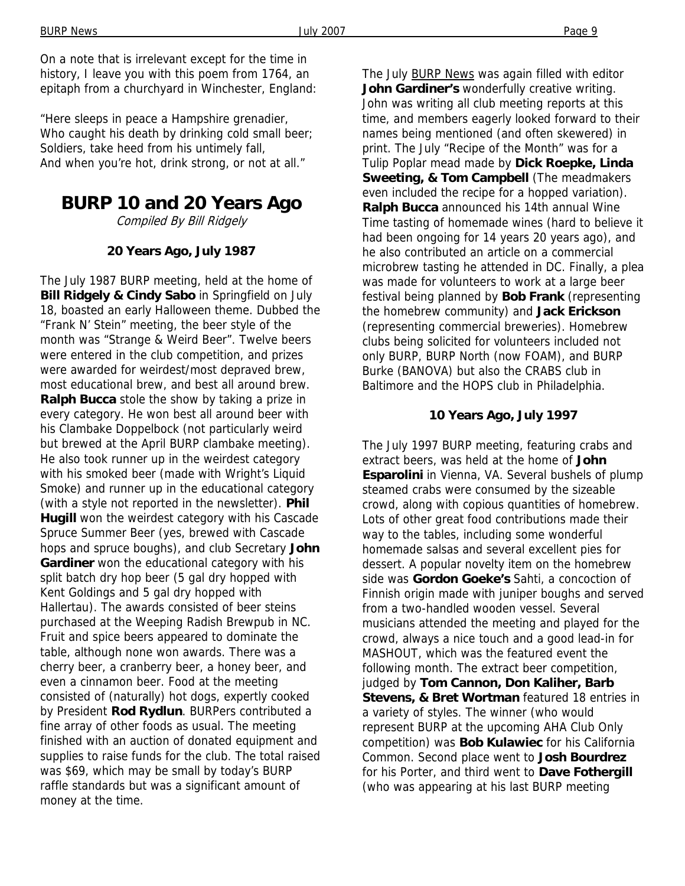On a note that is irrelevant except for the time in history, I leave you with this poem from 1764, an epitaph from a churchyard in Winchester, England:

"Here sleeps in peace a Hampshire grenadier,
Who caught his death by drinking cold small beer;
Soldiers, take heed from his untimely fall,
And when you're hot, drink strong, or not at all."

# BURP 10 and 20 Years Ago

*Compiled By Bill Ridgely*

### 20 Years Ago, July 1987

The July 1987 BURP meeting, held at the home of **Bill Ridgely & Cindy Sabo** in Springfield on July 18, boasted an early Halloween theme. Dubbed the "Frank N' Stein" meeting, the beer style of the month was "Strange & Weird Beer". Twelve beers were entered in the club competition, and prizes were awarded for weirdest/most depraved brew, most educational brew, and best all around brew. **Ralph Bucca** stole the show by taking a prize in every category. He won best all around beer with his Clambake Doppelbock (not particularly weird but brewed at the April BURP clambake meeting). He also took runner up in the weirdest category with his smoked beer (made with Wright's Liquid Smoke) and runner up in the educational category (with a style not reported in the newsletter). **Phil Hugill** won the weirdest category with his Cascade Spruce Summer Beer (yes, brewed with Cascade hops and spruce boughs), and club Secretary **John Gardiner** won the educational category with his split batch dry hop beer (5 gal dry hopped with Kent Goldings and 5 gal dry hopped with Hallertau). The awards consisted of beer steins purchased at the Weeping Radish Brewpub in NC. Fruit and spice beers appeared to dominate the table, although none won awards. There was a cherry beer, a cranberry beer, a honey beer, and even a cinnamon beer. Food at the meeting consisted of (naturally) hot dogs, expertly cooked by President **Rod Rydlun**. BURPers contributed a fine array of other foods as usual. The meeting finished with an auction of donated equipment and supplies to raise funds for the club. The total raised was $69, which may be small by today's BURP raffle standards but was a significant amount of money at the time.

The July BURP News was again filled with editor **John Gardiner's** wonderfully creative writing. John was writing all club meeting reports at this time, and members eagerly looked forward to their names being mentioned (and often skewered) in print. The July "Recipe of the Month" was for a Tulip Poplar mead made by **Dick Roepke, Linda Sweeting, & Tom Campbell** (The meadmakers even included the recipe for a hopped variation). **Ralph Bucca** announced his 14th annual Wine Time tasting of homemade wines (hard to believe it had been ongoing for 14 years 20 years ago), and he also contributed an article on a commercial microbrew tasting he attended in DC. Finally, a plea was made for volunteers to work at a large beer festival being planned by **Bob Frank** (representing the homebrew community) and **Jack Erickson** (representing commercial breweries). Homebrew clubs being solicited for volunteers included not only BURP, BURP North (now FOAM), and BURP Burke (BANOVA) but also the CRABS club in Baltimore and the HOPS club in Philadelphia.

### 10 Years Ago, July 1997

The July 1997 BURP meeting, featuring crabs and extract beers, was held at the home of **John Esparolini** in Vienna, VA. Several bushels of plump steamed crabs were consumed by the sizeable crowd, along with copious quantities of homebrew. Lots of other great food contributions made their way to the tables, including some wonderful homemade salsas and several excellent pies for dessert. A popular novelty item on the homebrew side was **Gordon Goeke's** Sahti, a concoction of Finnish origin made with juniper boughs and served from a two-handled wooden vessel. Several musicians attended the meeting and played for the crowd, always a nice touch and a good lead-in for MASHOUT, which was the featured event the following month. The extract beer competition, judged by **Tom Cannon, Don Kaliher, Barb Stevens, & Bret Wortman** featured 18 entries in a variety of styles. The winner (who would represent BURP at the upcoming AHA Club Only competition) was **Bob Kulawiec** for his California Common. Second place went to **Josh Bourdrez** for his Porter, and third went to **Dave Fothergill** (who was appearing at his last BURP meeting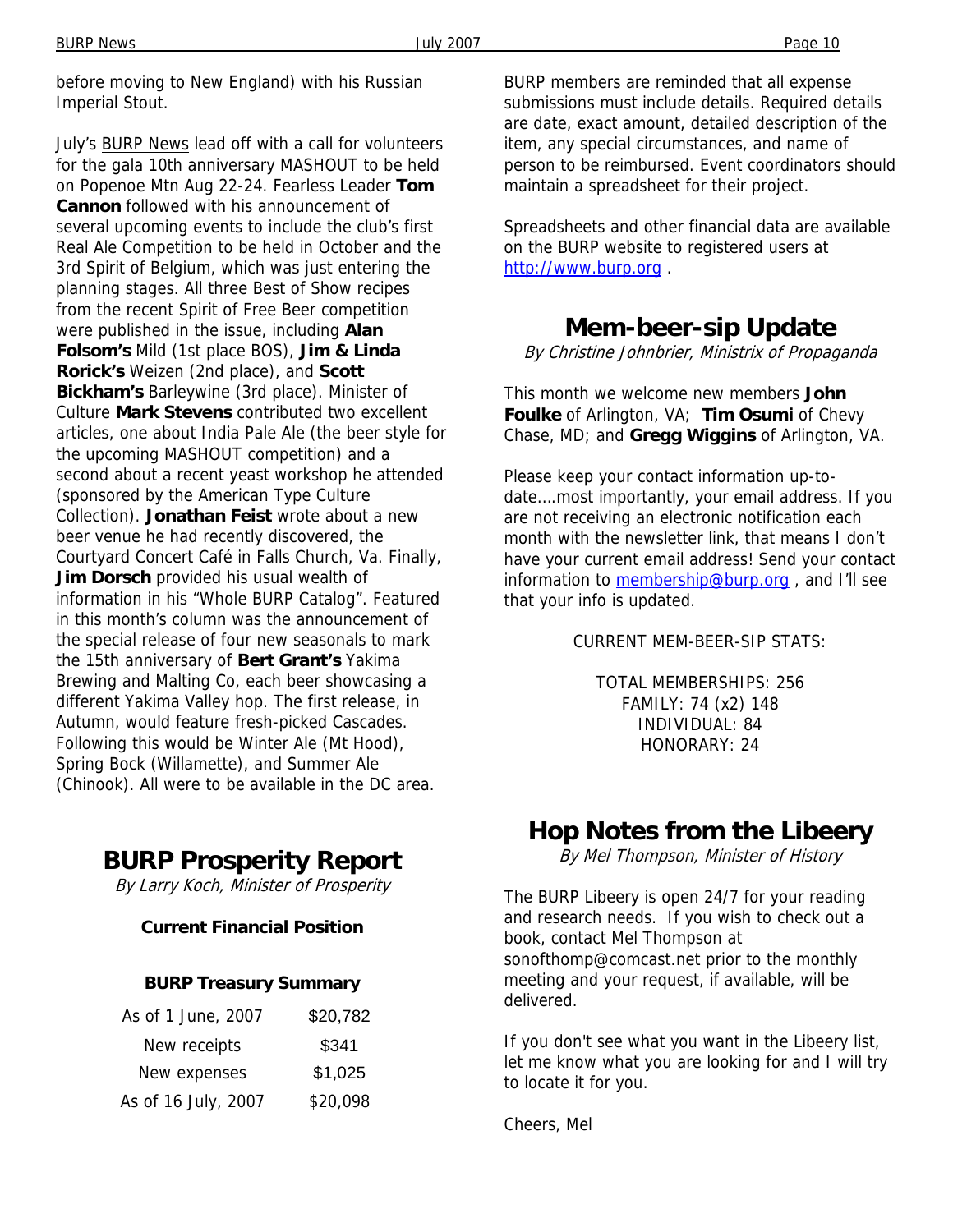before moving to New England) with his Russian Imperial Stout.

July's BURP News lead off with a call for volunteers for the gala 10th anniversary MASHOUT to be held on Popenoe Mtn Aug 22-24. Fearless Leader **Tom Cannon** followed with his announcement of several upcoming events to include the club's first Real Ale Competition to be held in October and the 3rd Spirit of Belgium, which was just entering the planning stages. All three Best of Show recipes from the recent Spirit of Free Beer competition were published in the issue, including **Alan Folsom's** Mild (1st place BOS), **Jim & Linda Rorick's** Weizen (2nd place), and **Scott Bickham's** Barleywine (3rd place). Minister of Culture **Mark Stevens** contributed two excellent articles, one about India Pale Ale (the beer style for the upcoming MASHOUT competition) and a second about a recent yeast workshop he attended (sponsored by the American Type Culture Collection). **Jonathan Feist** wrote about a new beer venue he had recently discovered, the Courtyard Concert Café in Falls Church, Va. Finally, **Jim Dorsch** provided his usual wealth of information in his "Whole BURP Catalog". Featured in this month's column was the announcement of the special release of four new seasonals to mark the 15th anniversary of **Bert Grant's** Yakima Brewing and Malting Co, each beer showcasing a different Yakima Valley hop. The first release, in Autumn, would feature fresh-picked Cascades. Following this would be Winter Ale (Mt Hood), Spring Bock (Willamette), and Summer Ale (Chinook). All were to be available in the DC area.

# BURP Prosperity Report

*By Larry Koch, Minister of Prosperity*

**Current Financial Position**

**BURP Treasury Summary**

| | |
|---|---|
| As of 1 June, 2007 | $20,782 |
| New receipts | $341 |
| New expenses | $1,025 |
| As of 16 July, 2007 | $20,098 |

BURP members are reminded that all expense submissions must include details. Required details are date, exact amount, detailed description of the item, any special circumstances, and name of person to be reimbursed. Event coordinators should maintain a spreadsheet for their project.

Spreadsheets and other financial data are available on the BURP website to registered users at http://www.burp.org .

# Mem-beer-sip Update

*By Christine Johnbrier, Ministrix of Propaganda*

This month we welcome new members **John Foulke** of Arlington, VA; **Tim Osumi** of Chevy Chase, MD; and **Gregg Wiggins** of Arlington, VA.

Please keep your contact information up-to-date....most importantly, your email address. If you are not receiving an electronic notification each month with the newsletter link, that means I don't have your current email address! Send your contact information to membership@burp.org , and I'll see that your info is updated.

CURRENT MEM-BEER-SIP STATS:

TOTAL MEMBERSHIPS: 256
FAMILY: 74 (x2) 148
INDIVIDUAL: 84
HONORARY: 24

# Hop Notes from the Libeery

*By Mel Thompson, Minister of History*

The BURP Libeery is open 24/7 for your reading and research needs. If you wish to check out a book, contact Mel Thompson at sonofthomp@comcast.net prior to the monthly meeting and your request, if available, will be delivered.

If you don't see what you want in the Libeery list, let me know what you are looking for and I will try to locate it for you.

Cheers, Mel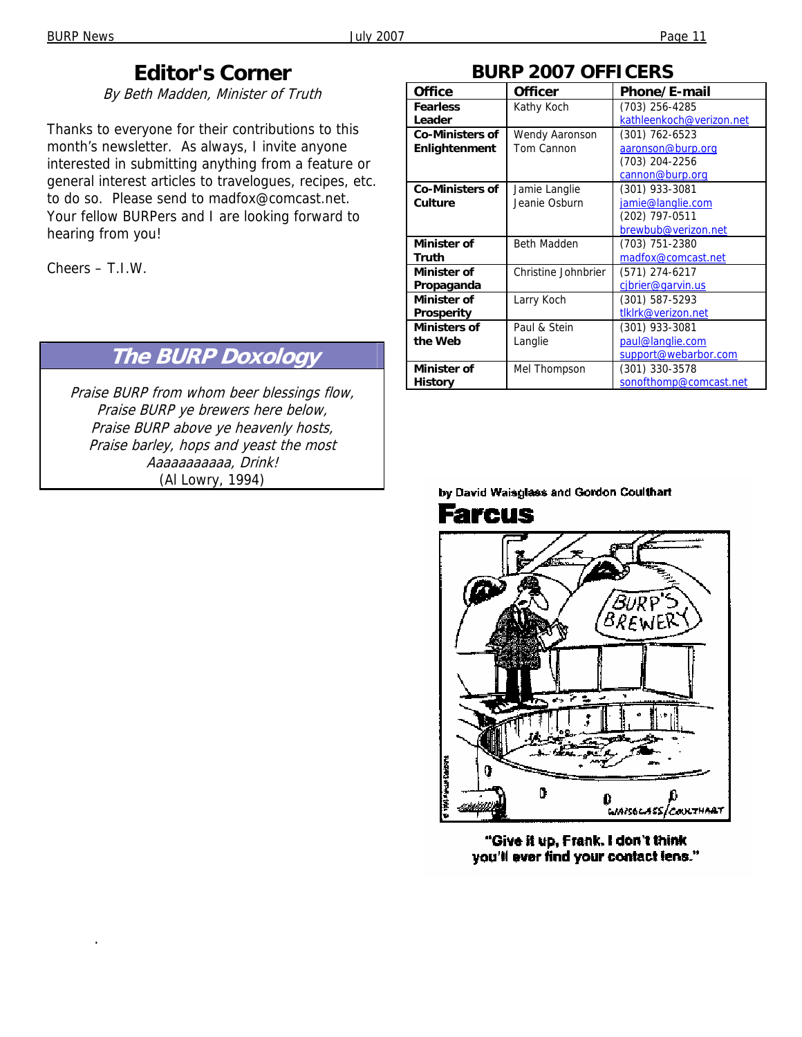## Editor's Corner

*By Beth Madden, Minister of Truth*

Thanks to everyone for their contributions to this month's newsletter. As always, I invite anyone interested in submitting anything from a feature or general interest articles to travelogues, recipes, etc. to do so. Please send to madfox@comcast.net. Your fellow BURPers and I are looking forward to hearing from you!

Cheers – T.I.W.

## The BURP Doxology

*Praise BURP from whom beer blessings flow,*
*Praise BURP ye brewers here below,*
*Praise BURP above ye heavenly hosts,*
*Praise barley, hops and yeast the most*
*Aaaaaaaaaaa, Drink!*
(Al Lowry, 1994)

## BURP 2007 OFFICERS

| Office | Officer | Phone/E-mail |
|---|---|---|
| **Fearless Leader** | Kathy Koch | (703) 256-4285<br>kathleenkoch@verizon.net |
| **Co-Ministers of Enlightenment** | Wendy Aaronson<br>Tom Cannon | (301) 762-6523<br>aaronson@burp.org<br>(703) 204-2256<br>cannon@burp.org |
| **Co-Ministers of Culture** | Jamie Langlie<br>Jeanie Osburn | (301) 933-3081<br>jamie@langlie.com<br>(202) 797-0511<br>brewbub@verizon.net |
| **Minister of Truth** | Beth Madden | (703) 751-2380<br>madfox@comcast.net |
| **Minister of Propaganda** | Christine Johnbrier | (571) 274-6217<br>cjbrier@garvin.us |
| **Minister of Prosperity** | Larry Koch | (301) 587-5293<br>tlklrk@verizon.net |
| **Ministers of the Web** | Paul & Stein Langlie | (301) 933-3081<br>paul@langlie.com<br>support@webarbor.com |
| **Minister of History** | Mel Thompson | (301) 330-3578<br>sonofthomp@comcast.net |

by David Waisglass and Gordon Coulthart

**Farcus**

"Give it up, Frank. I don't think you'll ever find your contact lens."